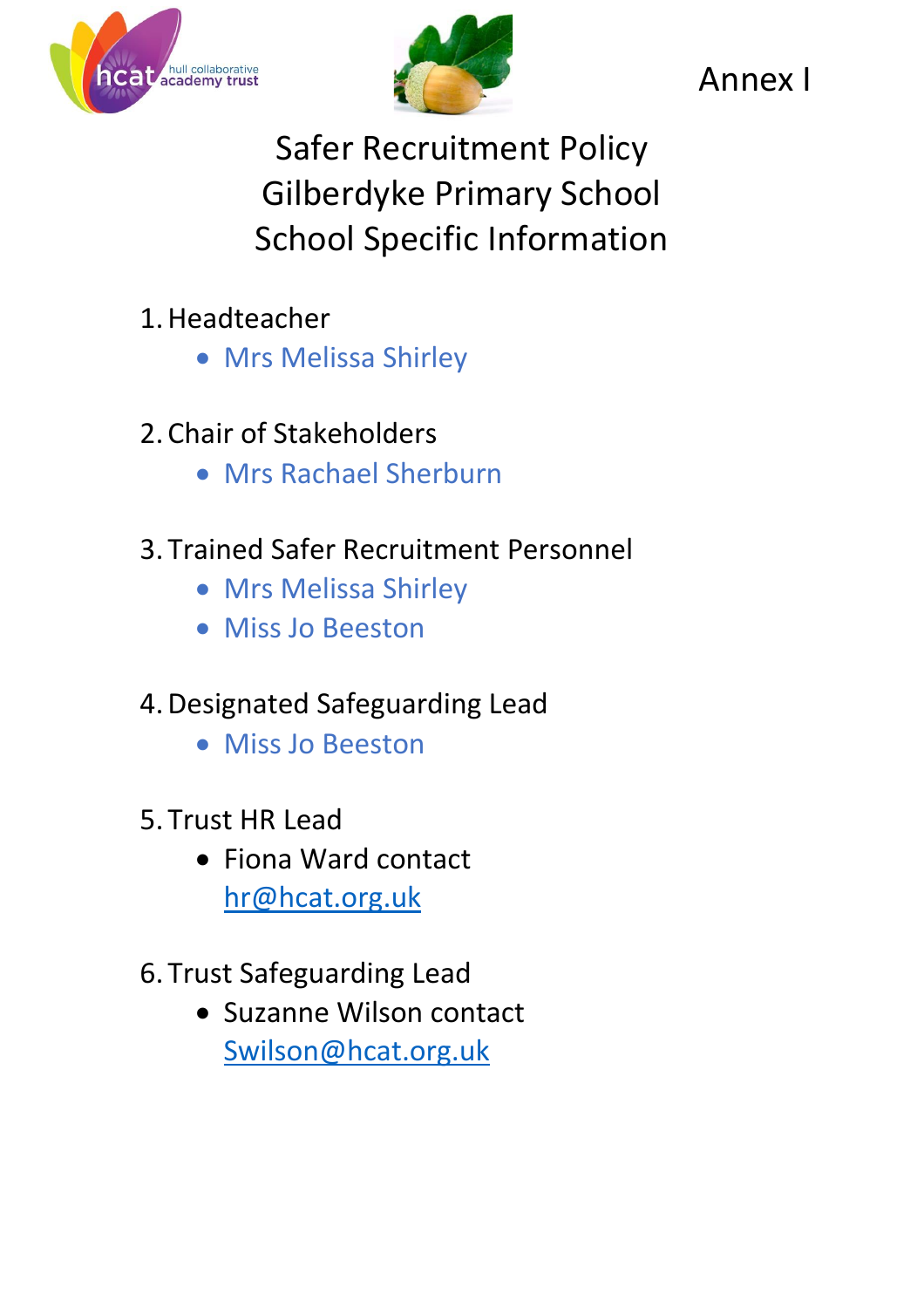Annex I

# Safer Recruitment Policy
# Gilberdyke Primary School
# School Specific Information

1. Headteacher
   - Mrs Melissa Shirley

2. Chair of Stakeholders
   - Mrs Rachael Sherburn

3. Trained Safer Recruitment Personnel
   - Mrs Melissa Shirley
   - Miss Jo Beeston

4. Designated Safeguarding Lead
   - Miss Jo Beeston

5. Trust HR Lead
   - Fiona Ward contact hr@hcat.org.uk

6. Trust Safeguarding Lead
   - Suzanne Wilson contact Swilson@hcat.org.uk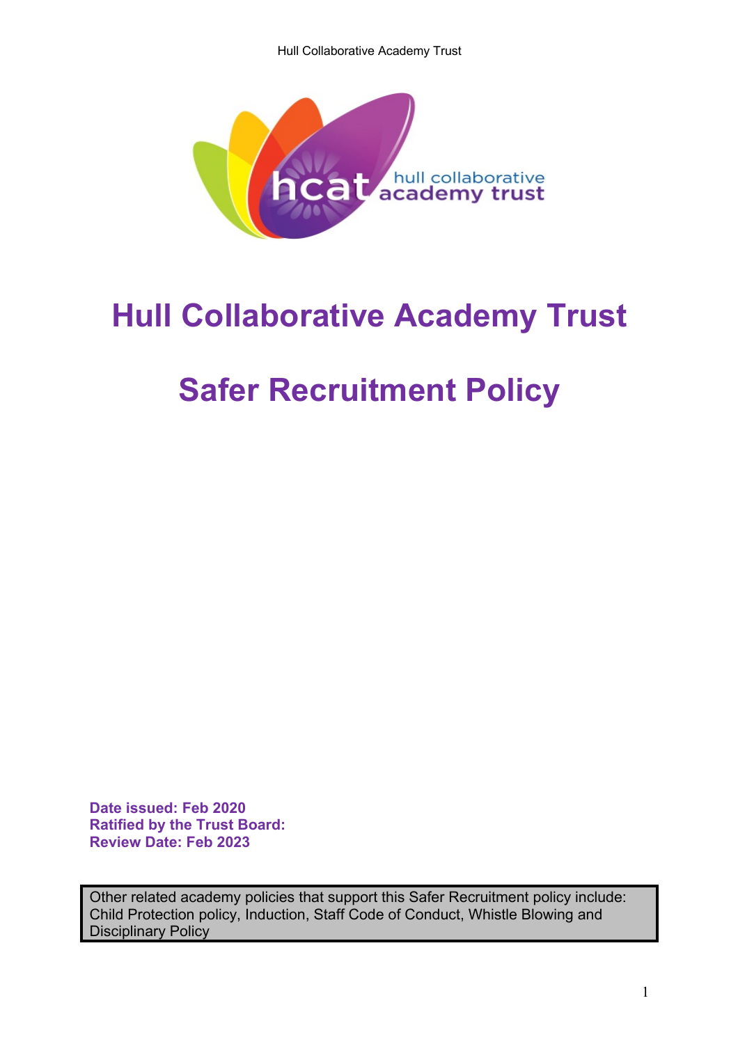# Hull Collaborative Academy Trust

# Safer Recruitment Policy

**Date issued: Feb 2020**
**Ratified by the Trust Board:**
**Review Date: Feb 2023**

Other related academy policies that support this Safer Recruitment policy include: Child Protection policy, Induction, Staff Code of Conduct, Whistle Blowing and Disciplinary Policy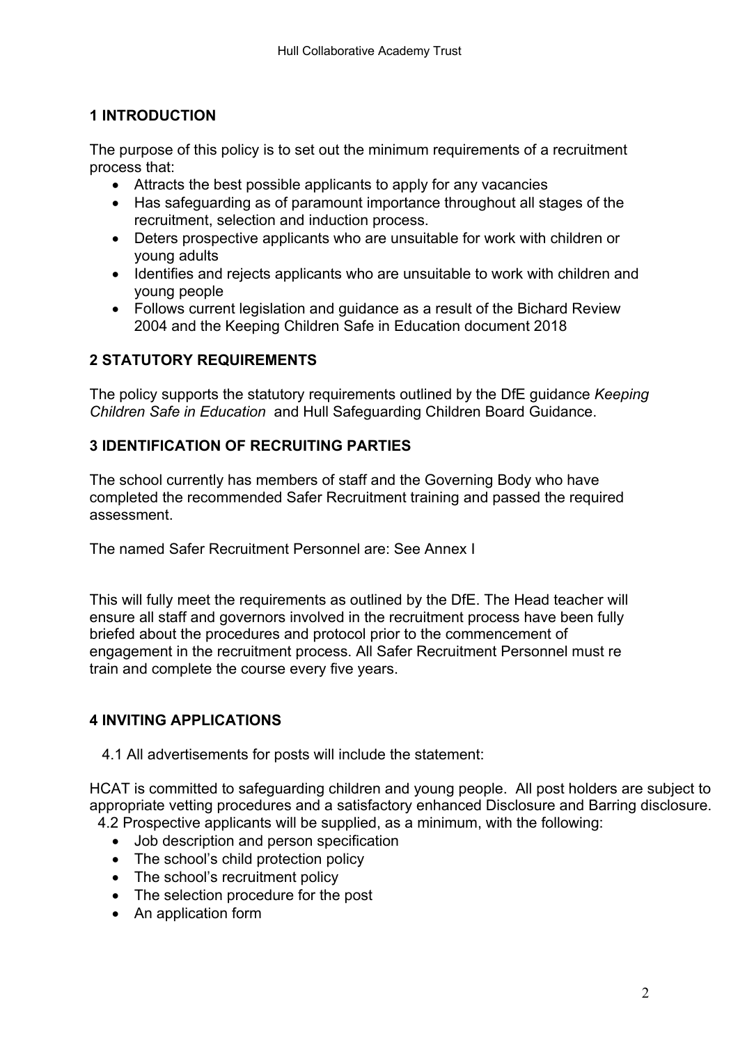## 1 INTRODUCTION

The purpose of this policy is to set out the minimum requirements of a recruitment process that:

- Attracts the best possible applicants to apply for any vacancies
- Has safeguarding as of paramount importance throughout all stages of the recruitment, selection and induction process.
- Deters prospective applicants who are unsuitable for work with children or young adults
- Identifies and rejects applicants who are unsuitable to work with children and young people
- Follows current legislation and guidance as a result of the Bichard Review 2004 and the Keeping Children Safe in Education document 2018

## 2 STATUTORY REQUIREMENTS

The policy supports the statutory requirements outlined by the DfE guidance *Keeping Children Safe in Education* and Hull Safeguarding Children Board Guidance.

## 3 IDENTIFICATION OF RECRUITING PARTIES

The school currently has members of staff and the Governing Body who have completed the recommended Safer Recruitment training and passed the required assessment.

The named Safer Recruitment Personnel are: See Annex I

This will fully meet the requirements as outlined by the DfE. The Head teacher will ensure all staff and governors involved in the recruitment process have been fully briefed about the procedures and protocol prior to the commencement of engagement in the recruitment process. All Safer Recruitment Personnel must re train and complete the course every five years.

## 4 INVITING APPLICATIONS

4.1 All advertisements for posts will include the statement:

HCAT is committed to safeguarding children and young people. All post holders are subject to appropriate vetting procedures and a satisfactory enhanced Disclosure and Barring disclosure.

4.2 Prospective applicants will be supplied, as a minimum, with the following:

- Job description and person specification
- The school's child protection policy
- The school's recruitment policy
- The selection procedure for the post
- An application form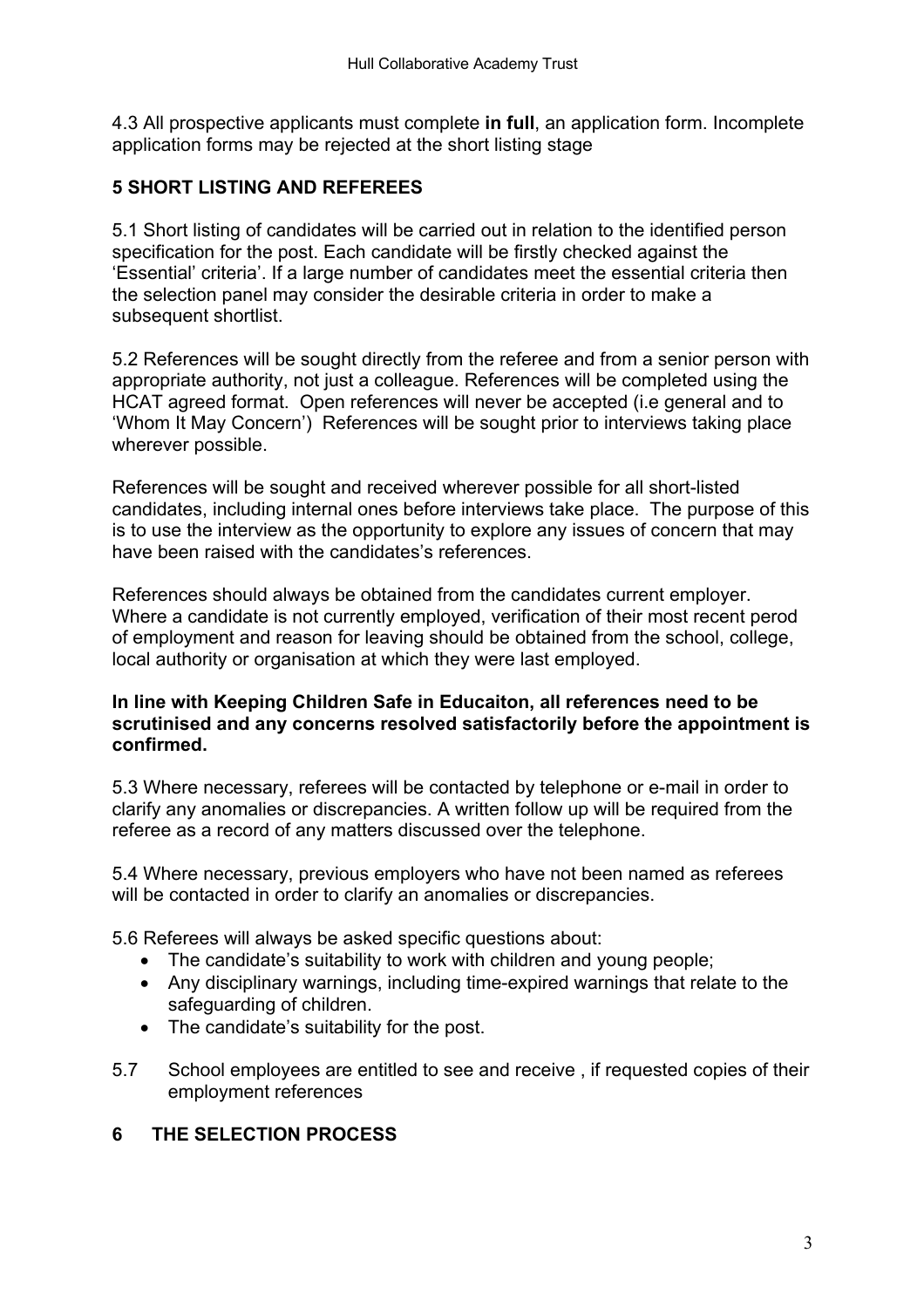4.3 All prospective applicants must complete **in full**, an application form. Incomplete application forms may be rejected at the short listing stage

## 5 SHORT LISTING AND REFEREES

5.1 Short listing of candidates will be carried out in relation to the identified person specification for the post. Each candidate will be firstly checked against the 'Essential' criteria'. If a large number of candidates meet the essential criteria then the selection panel may consider the desirable criteria in order to make a subsequent shortlist.

5.2 References will be sought directly from the referee and from a senior person with appropriate authority, not just a colleague. References will be completed using the HCAT agreed format. Open references will never be accepted (i.e general and to 'Whom It May Concern') References will be sought prior to interviews taking place wherever possible.

References will be sought and received wherever possible for all short-listed candidates, including internal ones before interviews take place. The purpose of this is to use the interview as the opportunity to explore any issues of concern that may have been raised with the candidates's references.

References should always be obtained from the candidates current employer. Where a candidate is not currently employed, verification of their most recent perod of employment and reason for leaving should be obtained from the school, college, local authority or organisation at which they were last employed.

**In line with Keeping Children Safe in Educaiton, all references need to be scrutinised and any concerns resolved satisfactorily before the appointment is confirmed.**

5.3 Where necessary, referees will be contacted by telephone or e-mail in order to clarify any anomalies or discrepancies. A written follow up will be required from the referee as a record of any matters discussed over the telephone.

5.4 Where necessary, previous employers who have not been named as referees will be contacted in order to clarify an anomalies or discrepancies.

5.6 Referees will always be asked specific questions about:

- The candidate's suitability to work with children and young people;
- Any disciplinary warnings, including time-expired warnings that relate to the safeguarding of children.
- The candidate's suitability for the post.

5.7 School employees are entitled to see and receive , if requested copies of their employment references

## 6 THE SELECTION PROCESS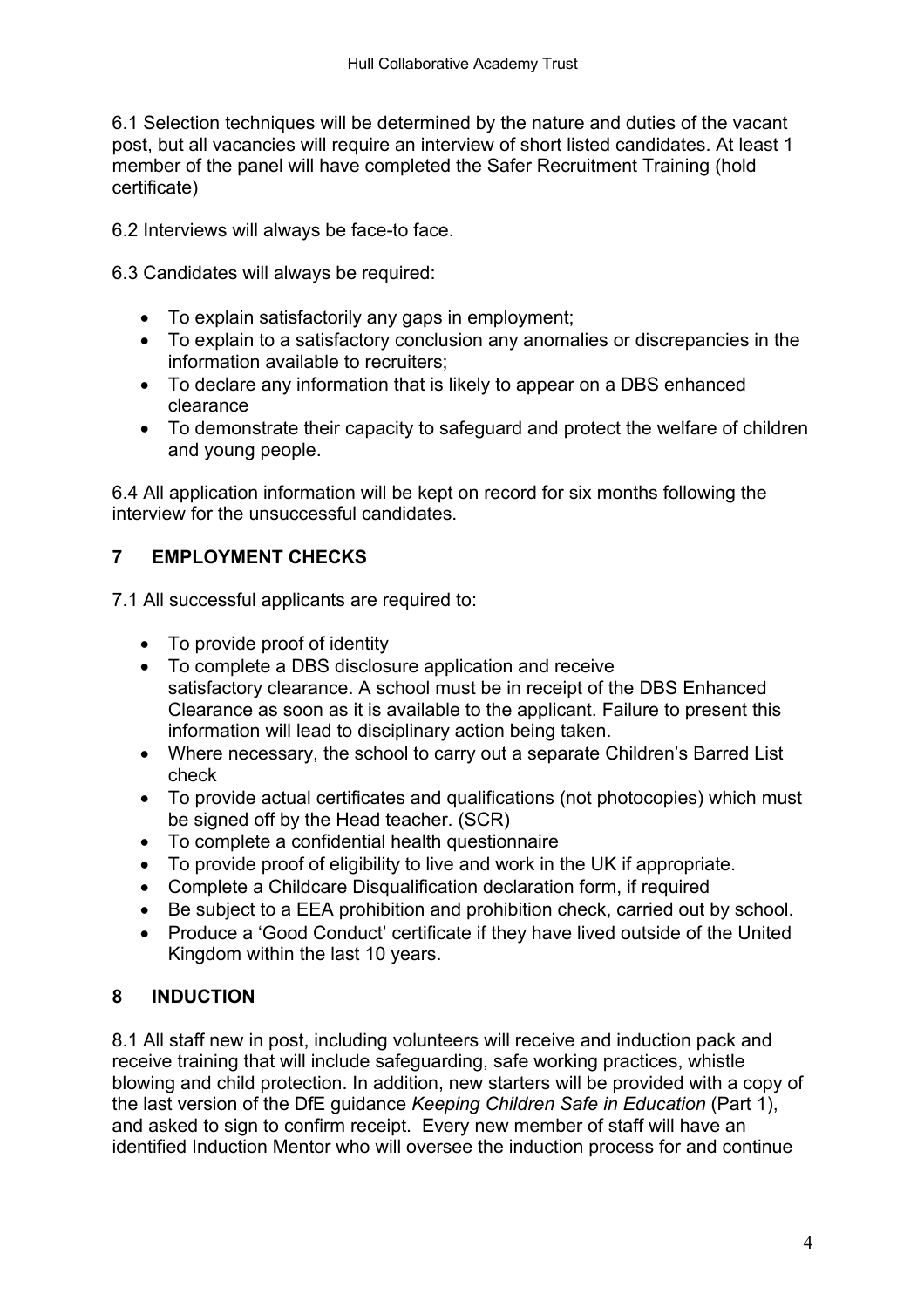6.1 Selection techniques will be determined by the nature and duties of the vacant post, but all vacancies will require an interview of short listed candidates. At least 1 member of the panel will have completed the Safer Recruitment Training (hold certificate)

6.2 Interviews will always be face-to face.

6.3 Candidates will always be required:

- To explain satisfactorily any gaps in employment;
- To explain to a satisfactory conclusion any anomalies or discrepancies in the information available to recruiters;
- To declare any information that is likely to appear on a DBS enhanced clearance
- To demonstrate their capacity to safeguard and protect the welfare of children and young people.

6.4 All application information will be kept on record for six months following the interview for the unsuccessful candidates.

## 7 EMPLOYMENT CHECKS

7.1 All successful applicants are required to:

- To provide proof of identity
- To complete a DBS disclosure application and receive satisfactory clearance. A school must be in receipt of the DBS Enhanced Clearance as soon as it is available to the applicant. Failure to present this information will lead to disciplinary action being taken.
- Where necessary, the school to carry out a separate Children's Barred List check
- To provide actual certificates and qualifications (not photocopies) which must be signed off by the Head teacher. (SCR)
- To complete a confidential health questionnaire
- To provide proof of eligibility to live and work in the UK if appropriate.
- Complete a Childcare Disqualification declaration form, if required
- Be subject to a EEA prohibition and prohibition check, carried out by school.
- Produce a 'Good Conduct' certificate if they have lived outside of the United Kingdom within the last 10 years.

## 8 INDUCTION

8.1 All staff new in post, including volunteers will receive and induction pack and receive training that will include safeguarding, safe working practices, whistle blowing and child protection. In addition, new starters will be provided with a copy of the last version of the DfE guidance *Keeping Children Safe in Education* (Part 1), and asked to sign to confirm receipt. Every new member of staff will have an identified Induction Mentor who will oversee the induction process for and continue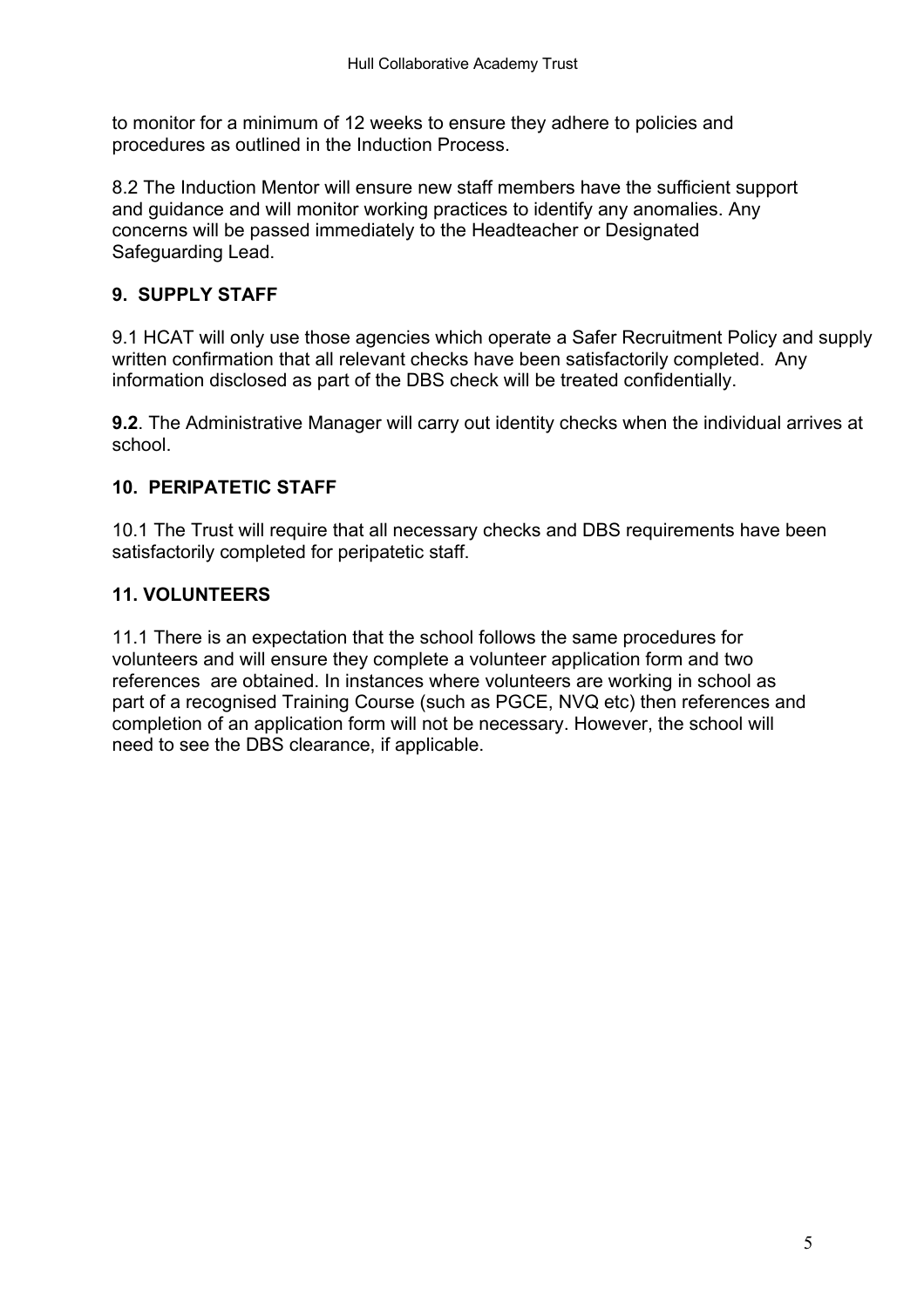to monitor for a minimum of 12 weeks to ensure they adhere to policies and procedures as outlined in the Induction Process.

8.2 The Induction Mentor will ensure new staff members have the sufficient support and guidance and will monitor working practices to identify any anomalies. Any concerns will be passed immediately to the Headteacher or Designated Safeguarding Lead.

## 9. SUPPLY STAFF

9.1 HCAT will only use those agencies which operate a Safer Recruitment Policy and supply written confirmation that all relevant checks have been satisfactorily completed. Any information disclosed as part of the DBS check will be treated confidentially.

**9.2**. The Administrative Manager will carry out identity checks when the individual arrives at school.

## 10. PERIPATETIC STAFF

10.1 The Trust will require that all necessary checks and DBS requirements have been satisfactorily completed for peripatetic staff.

## 11. VOLUNTEERS

11.1 There is an expectation that the school follows the same procedures for volunteers and will ensure they complete a volunteer application form and two references are obtained. In instances where volunteers are working in school as part of a recognised Training Course (such as PGCE, NVQ etc) then references and completion of an application form will not be necessary. However, the school will need to see the DBS clearance, if applicable.